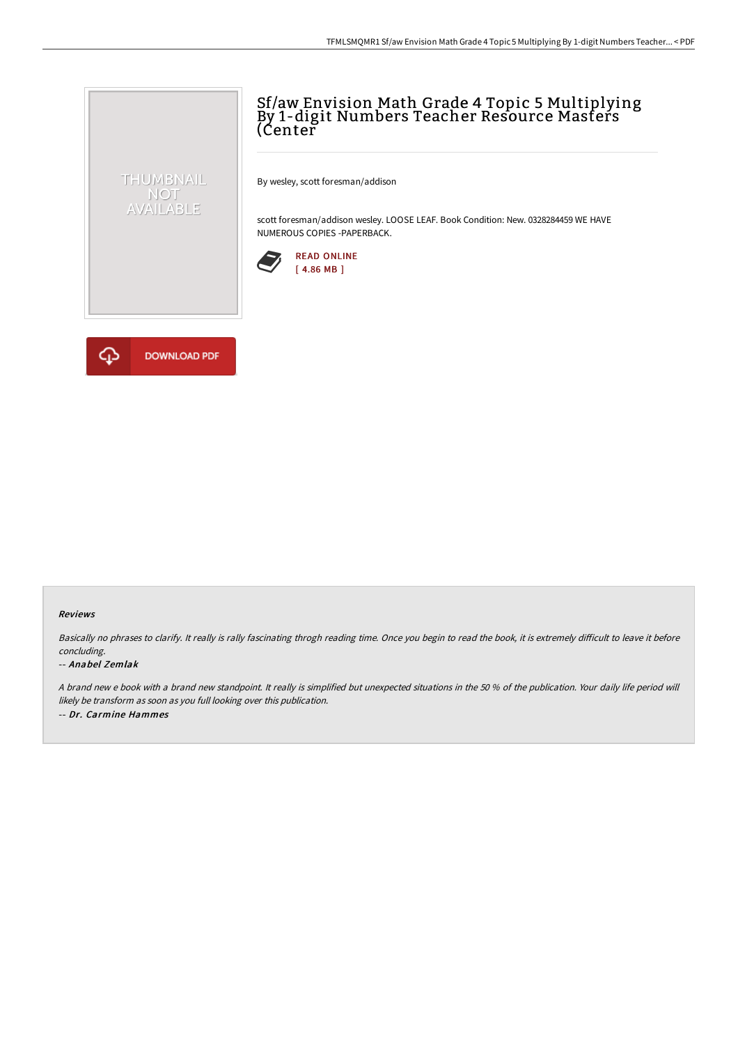# Sf/aw Envision Math Grade 4 Topic 5 Multiplying By 1-digit Numbers Teacher Resource Masters (Center

By wesley, scott foresman/addison

scott foresman/addison wesley. LOOSE LEAF. Book Condition: New. 0328284459 WE HAVE NUMEROUS COPIES -PAPERBACK.

READ ONLINE
[ 4.86 MB ]

DOWNLOAD PDF

### Reviews

*Basically no phrases to clarify. It really is rally fascinating throgh reading time. Once you begin to read the book, it is extremely difficult to leave it before concluding.*

*-- Anabel Zemlak*

*A brand new e book with a brand new standpoint. It really is simplified but unexpected situations in the 50 % of the publication. Your daily life period will likely be transform as soon as you full looking over this publication.*

*-- Dr. Carmine Hammes*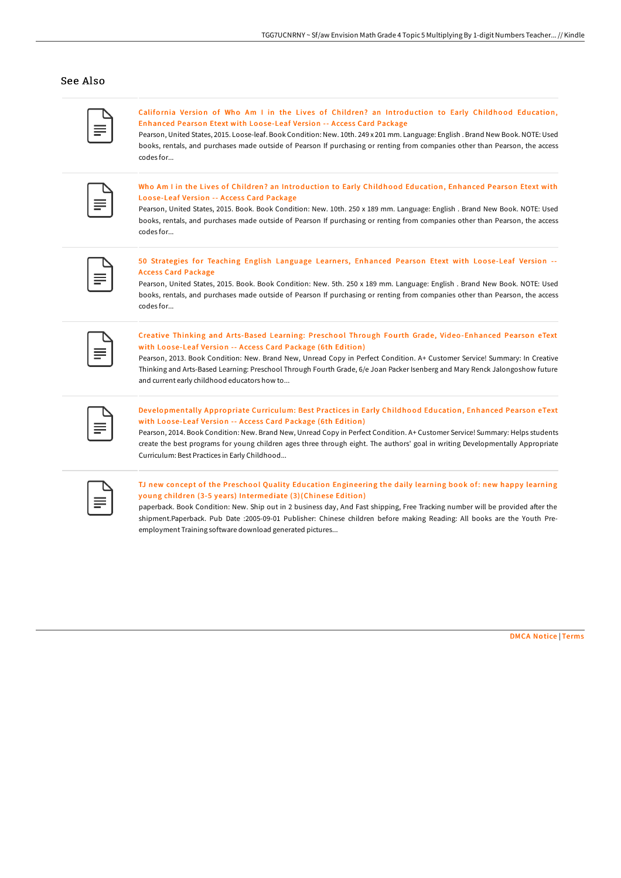## See Also

California Version of Who Am I in the Lives of Children? an Introduction to Early Childhood Education, Enhanced Pearson Etext with Loose-Leaf Version -- Access Card Package

Pearson, United States, 2015. Loose-leaf. Book Condition: New. 10th. 249 x 201 mm. Language: English . Brand New Book. NOTE: Used books, rentals, and purchases made outside of Pearson If purchasing or renting from companies other than Pearson, the access codes for...

Who Am I in the Lives of Children? an Introduction to Early Childhood Education, Enhanced Pearson Etext with Loose-Leaf Version -- Access Card Package

Pearson, United States, 2015. Book. Book Condition: New. 10th. 250 x 189 mm. Language: English . Brand New Book. NOTE: Used books, rentals, and purchases made outside of Pearson If purchasing or renting from companies other than Pearson, the access codes for...

50 Strategies for Teaching English Language Learners, Enhanced Pearson Etext with Loose-Leaf Version -- Access Card Package

Pearson, United States, 2015. Book. Book Condition: New. 5th. 250 x 189 mm. Language: English . Brand New Book. NOTE: Used books, rentals, and purchases made outside of Pearson If purchasing or renting from companies other than Pearson, the access codes for...

Creative Thinking and Arts-Based Learning: Preschool Through Fourth Grade, Video-Enhanced Pearson eText with Loose-Leaf Version -- Access Card Package (6th Edition)

Pearson, 2013. Book Condition: New. Brand New, Unread Copy in Perfect Condition. A+ Customer Service! Summary: In Creative Thinking and Arts-Based Learning: Preschool Through Fourth Grade, 6/e Joan Packer Isenberg and Mary Renck Jalongoshow future and current early childhood educators how to...

Developmentally Appropriate Curriculum: Best Practices in Early Childhood Education, Enhanced Pearson eText with Loose-Leaf Version -- Access Card Package (6th Edition)

Pearson, 2014. Book Condition: New. Brand New, Unread Copy in Perfect Condition. A+ Customer Service! Summary: Helps students create the best programs for young children ages three through eight. The authors' goal in writing Developmentally Appropriate Curriculum: Best Practices in Early Childhood...

TJ new concept of the Preschool Quality Education Engineering the daily learning book of: new happy learning young children (3-5 years) Intermediate (3)(Chinese Edition)

paperback. Book Condition: New. Ship out in 2 business day, And Fast shipping, Free Tracking number will be provided after the shipment.Paperback. Pub Date :2005-09-01 Publisher: Chinese children before making Reading: All books are the Youth Pre-employment Training software download generated pictures...